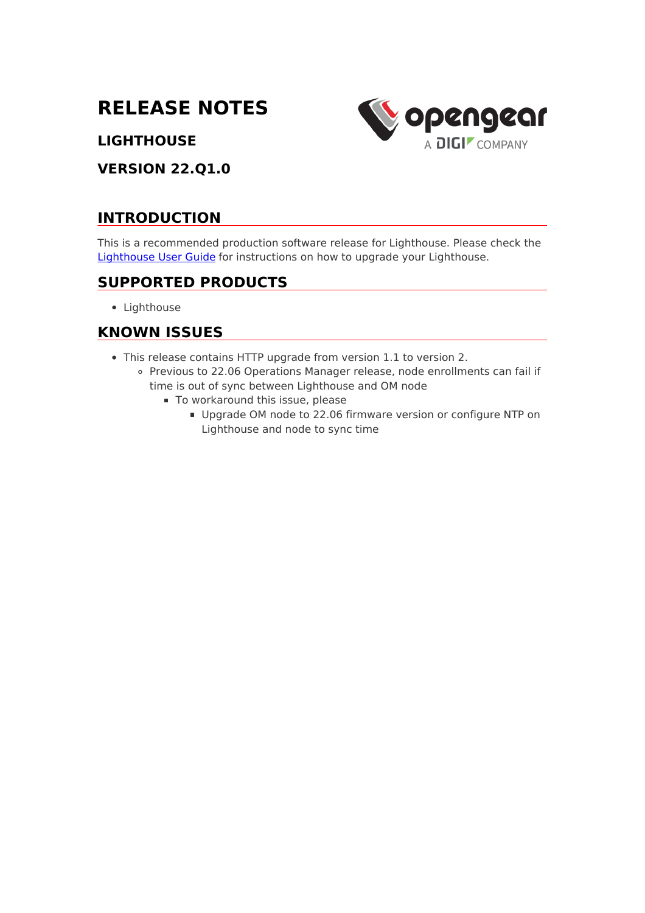# RELEASE NOTES

## LIGHTHOUSE

## VERSION 22.Q1.0

## INTRODUCTION

This is a recommended production software release for Lighthouse. Please check the Lighthouse User Guide for instructions on how to upgrade your Lighthouse.

## SUPPORTED PRODUCTS

- Lighthouse

## KNOWN ISSUES

- This release contains HTTP upgrade from version 1.1 to version 2.
  - Previous to 22.06 Operations Manager release, node enrollments can fail if time is out of sync between Lighthouse and OM node
    - To workaround this issue, please
      - Upgrade OM node to 22.06 firmware version or configure NTP on Lighthouse and node to sync time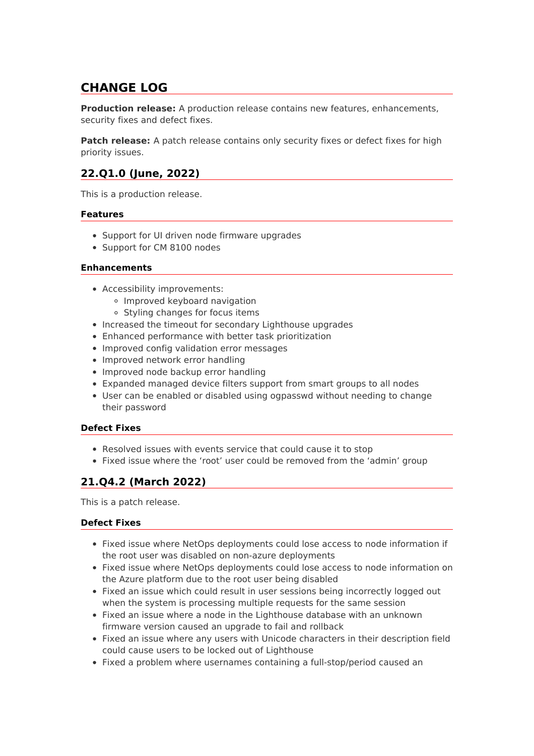# CHANGE LOG

**Production release:** A production release contains new features, enhancements, security fixes and defect fixes.

**Patch release:** A patch release contains only security fixes or defect fixes for high priority issues.

## 22.Q1.0 (June, 2022)

This is a production release.

### Features

- Support for UI driven node firmware upgrades
- Support for CM 8100 nodes

### Enhancements

- Accessibility improvements:
  - Improved keyboard navigation
  - Styling changes for focus items
- Increased the timeout for secondary Lighthouse upgrades
- Enhanced performance with better task prioritization
- Improved config validation error messages
- Improved network error handling
- Improved node backup error handling
- Expanded managed device filters support from smart groups to all nodes
- User can be enabled or disabled using ogpasswd without needing to change their password

### Defect Fixes

- Resolved issues with events service that could cause it to stop
- Fixed issue where the 'root' user could be removed from the 'admin' group

## 21.Q4.2 (March 2022)

This is a patch release.

### Defect Fixes

- Fixed issue where NetOps deployments could lose access to node information if the root user was disabled on non-azure deployments
- Fixed issue where NetOps deployments could lose access to node information on the Azure platform due to the root user being disabled
- Fixed an issue which could result in user sessions being incorrectly logged out when the system is processing multiple requests for the same session
- Fixed an issue where a node in the Lighthouse database with an unknown firmware version caused an upgrade to fail and rollback
- Fixed an issue where any users with Unicode characters in their description field could cause users to be locked out of Lighthouse
- Fixed a problem where usernames containing a full-stop/period caused an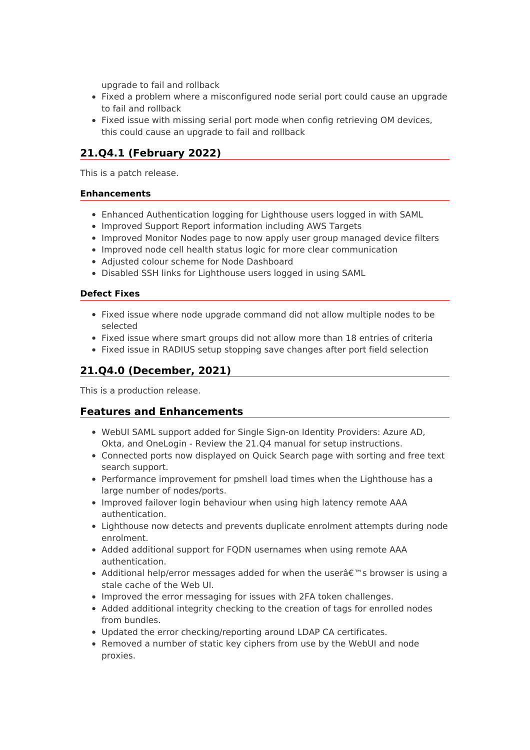upgrade to fail and rollback

- Fixed a problem where a misconfigured node serial port could cause an upgrade to fail and rollback
- Fixed issue with missing serial port mode when config retrieving OM devices, this could cause an upgrade to fail and rollback

## 21.Q4.1 (February 2022)

This is a patch release.

#### Enhancements

- Enhanced Authentication logging for Lighthouse users logged in with SAML
- Improved Support Report information including AWS Targets
- Improved Monitor Nodes page to now apply user group managed device filters
- Improved node cell health status logic for more clear communication
- Adjusted colour scheme for Node Dashboard
- Disabled SSH links for Lighthouse users logged in using SAML

#### Defect Fixes

- Fixed issue where node upgrade command did not allow multiple nodes to be selected
- Fixed issue where smart groups did not allow more than 18 entries of criteria
- Fixed issue in RADIUS setup stopping save changes after port field selection

## 21.Q4.0 (December, 2021)

This is a production release.

## Features and Enhancements

- WebUI SAML support added for Single Sign-on Identity Providers: Azure AD, Okta, and OneLogin - Review the 21.Q4 manual for setup instructions.
- Connected ports now displayed on Quick Search page with sorting and free text search support.
- Performance improvement for pmshell load times when the Lighthouse has a large number of nodes/ports.
- Improved failover login behaviour when using high latency remote AAA authentication.
- Lighthouse now detects and prevents duplicate enrolment attempts during node enrolment.
- Added additional support for FQDN usernames when using remote AAA authentication.
- Additional help/error messages added for when the userâ€™s browser is using a stale cache of the Web UI.
- Improved the error messaging for issues with 2FA token challenges.
- Added additional integrity checking to the creation of tags for enrolled nodes from bundles.
- Updated the error checking/reporting around LDAP CA certificates.
- Removed a number of static key ciphers from use by the WebUI and node proxies.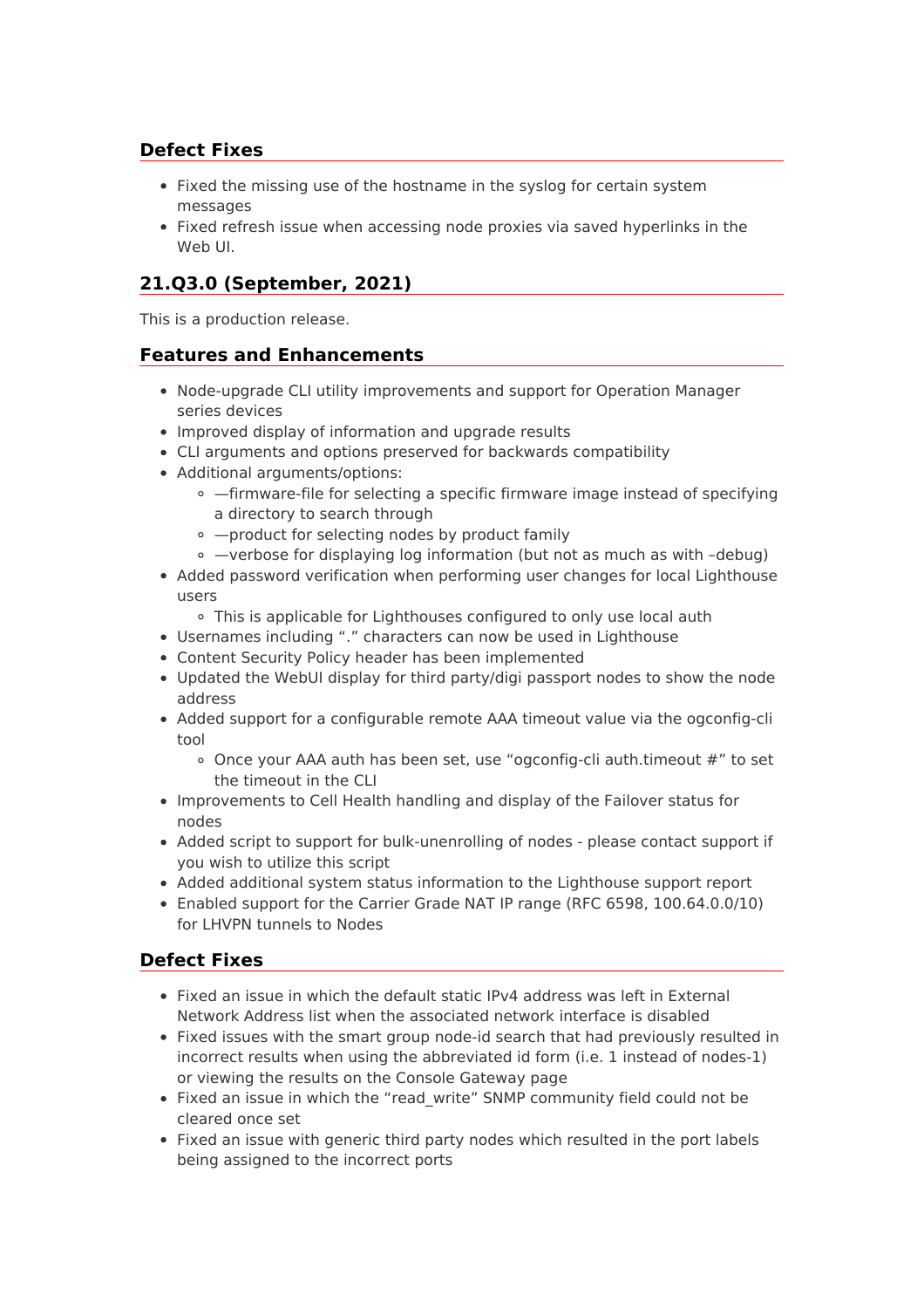## Defect Fixes

- Fixed the missing use of the hostname in the syslog for certain system messages
- Fixed refresh issue when accessing node proxies via saved hyperlinks in the Web UI.

## 21.Q3.0 (September, 2021)

This is a production release.

## Features and Enhancements

- Node-upgrade CLI utility improvements and support for Operation Manager series devices
- Improved display of information and upgrade results
- CLI arguments and options preserved for backwards compatibility
- Additional arguments/options:
  - —firmware-file for selecting a specific firmware image instead of specifying a directory to search through
  - —product for selecting nodes by product family
  - —verbose for displaying log information (but not as much as with –debug)
- Added password verification when performing user changes for local Lighthouse users
  - This is applicable for Lighthouses configured to only use local auth
- Usernames including "." characters can now be used in Lighthouse
- Content Security Policy header has been implemented
- Updated the WebUI display for third party/digi passport nodes to show the node address
- Added support for a configurable remote AAA timeout value via the ogconfig-cli tool
  - Once your AAA auth has been set, use "ogconfig-cli auth.timeout #" to set the timeout in the CLI
- Improvements to Cell Health handling and display of the Failover status for nodes
- Added script to support for bulk-unenrolling of nodes - please contact support if you wish to utilize this script
- Added additional system status information to the Lighthouse support report
- Enabled support for the Carrier Grade NAT IP range (RFC 6598, 100.64.0.0/10) for LHVPN tunnels to Nodes

## Defect Fixes

- Fixed an issue in which the default static IPv4 address was left in External Network Address list when the associated network interface is disabled
- Fixed issues with the smart group node-id search that had previously resulted in incorrect results when using the abbreviated id form (i.e. 1 instead of nodes-1) or viewing the results on the Console Gateway page
- Fixed an issue in which the "read_write" SNMP community field could not be cleared once set
- Fixed an issue with generic third party nodes which resulted in the port labels being assigned to the incorrect ports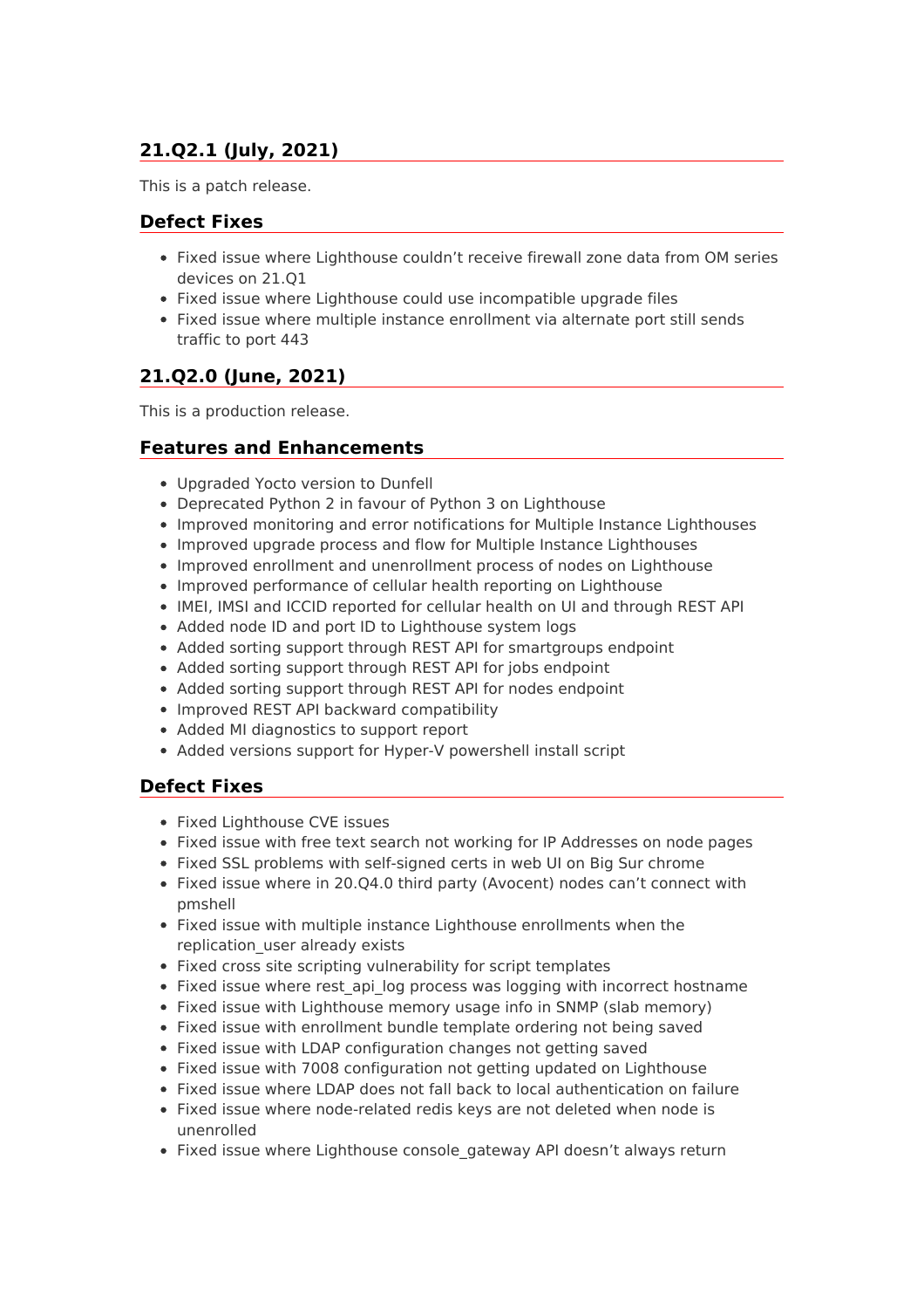## 21.Q2.1 (July, 2021)

This is a patch release.

### Defect Fixes

- Fixed issue where Lighthouse couldn't receive firewall zone data from OM series devices on 21.Q1
- Fixed issue where Lighthouse could use incompatible upgrade files
- Fixed issue where multiple instance enrollment via alternate port still sends traffic to port 443

## 21.Q2.0 (June, 2021)

This is a production release.

### Features and Enhancements

- Upgraded Yocto version to Dunfell
- Deprecated Python 2 in favour of Python 3 on Lighthouse
- Improved monitoring and error notifications for Multiple Instance Lighthouses
- Improved upgrade process and flow for Multiple Instance Lighthouses
- Improved enrollment and unenrollment process of nodes on Lighthouse
- Improved performance of cellular health reporting on Lighthouse
- IMEI, IMSI and ICCID reported for cellular health on UI and through REST API
- Added node ID and port ID to Lighthouse system logs
- Added sorting support through REST API for smartgroups endpoint
- Added sorting support through REST API for jobs endpoint
- Added sorting support through REST API for nodes endpoint
- Improved REST API backward compatibility
- Added MI diagnostics to support report
- Added versions support for Hyper-V powershell install script

### Defect Fixes

- Fixed Lighthouse CVE issues
- Fixed issue with free text search not working for IP Addresses on node pages
- Fixed SSL problems with self-signed certs in web UI on Big Sur chrome
- Fixed issue where in 20.Q4.0 third party (Avocent) nodes can't connect with pmshell
- Fixed issue with multiple instance Lighthouse enrollments when the replication_user already exists
- Fixed cross site scripting vulnerability for script templates
- Fixed issue where rest_api_log process was logging with incorrect hostname
- Fixed issue with Lighthouse memory usage info in SNMP (slab memory)
- Fixed issue with enrollment bundle template ordering not being saved
- Fixed issue with LDAP configuration changes not getting saved
- Fixed issue with 7008 configuration not getting updated on Lighthouse
- Fixed issue where LDAP does not fall back to local authentication on failure
- Fixed issue where node-related redis keys are not deleted when node is unenrolled
- Fixed issue where Lighthouse console_gateway API doesn't always return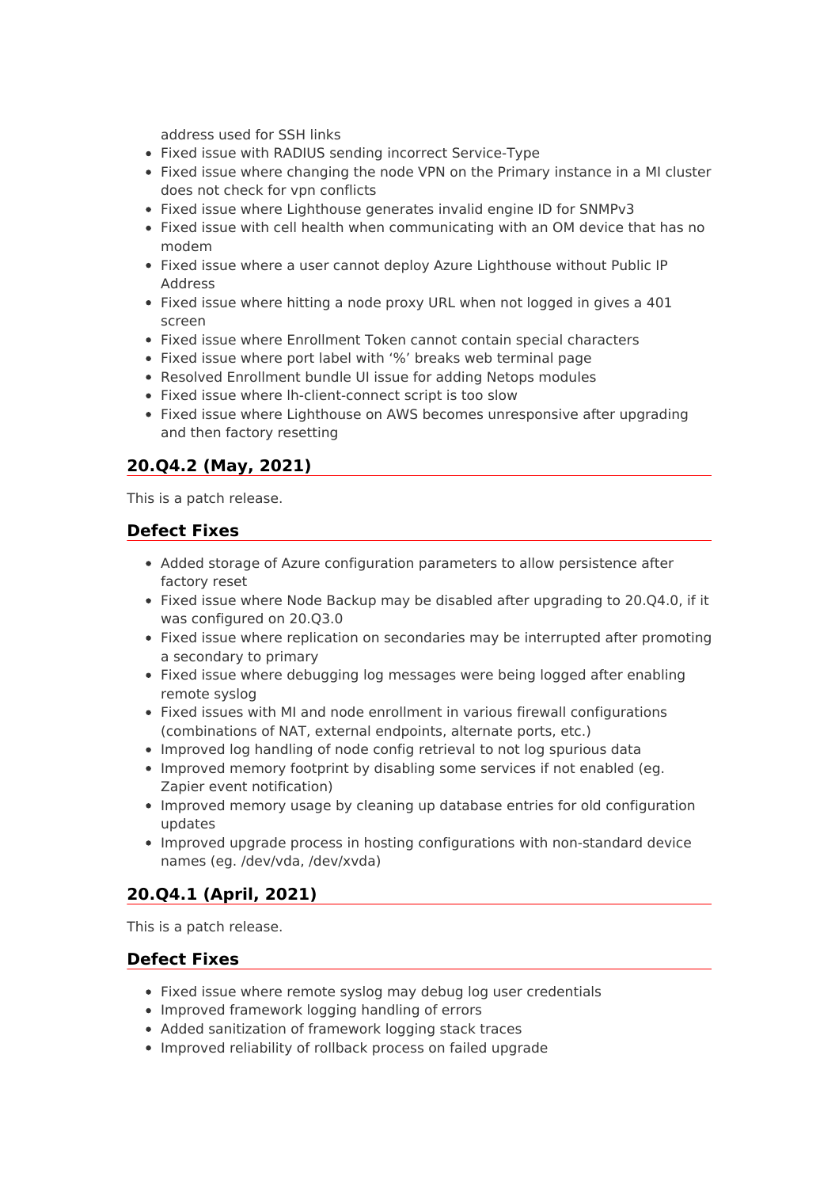address used for SSH links

- Fixed issue with RADIUS sending incorrect Service-Type
- Fixed issue where changing the node VPN on the Primary instance in a MI cluster does not check for vpn conflicts
- Fixed issue where Lighthouse generates invalid engine ID for SNMPv3
- Fixed issue with cell health when communicating with an OM device that has no modem
- Fixed issue where a user cannot deploy Azure Lighthouse without Public IP Address
- Fixed issue where hitting a node proxy URL when not logged in gives a 401 screen
- Fixed issue where Enrollment Token cannot contain special characters
- Fixed issue where port label with '%' breaks web terminal page
- Resolved Enrollment bundle UI issue for adding Netops modules
- Fixed issue where lh-client-connect script is too slow
- Fixed issue where Lighthouse on AWS becomes unresponsive after upgrading and then factory resetting

## 20.Q4.2 (May, 2021)

This is a patch release.

### Defect Fixes

- Added storage of Azure configuration parameters to allow persistence after factory reset
- Fixed issue where Node Backup may be disabled after upgrading to 20.Q4.0, if it was configured on 20.Q3.0
- Fixed issue where replication on secondaries may be interrupted after promoting a secondary to primary
- Fixed issue where debugging log messages were being logged after enabling remote syslog
- Fixed issues with MI and node enrollment in various firewall configurations (combinations of NAT, external endpoints, alternate ports, etc.)
- Improved log handling of node config retrieval to not log spurious data
- Improved memory footprint by disabling some services if not enabled (eg. Zapier event notification)
- Improved memory usage by cleaning up database entries for old configuration updates
- Improved upgrade process in hosting configurations with non-standard device names (eg. /dev/vda, /dev/xvda)

## 20.Q4.1 (April, 2021)

This is a patch release.

### Defect Fixes

- Fixed issue where remote syslog may debug log user credentials
- Improved framework logging handling of errors
- Added sanitization of framework logging stack traces
- Improved reliability of rollback process on failed upgrade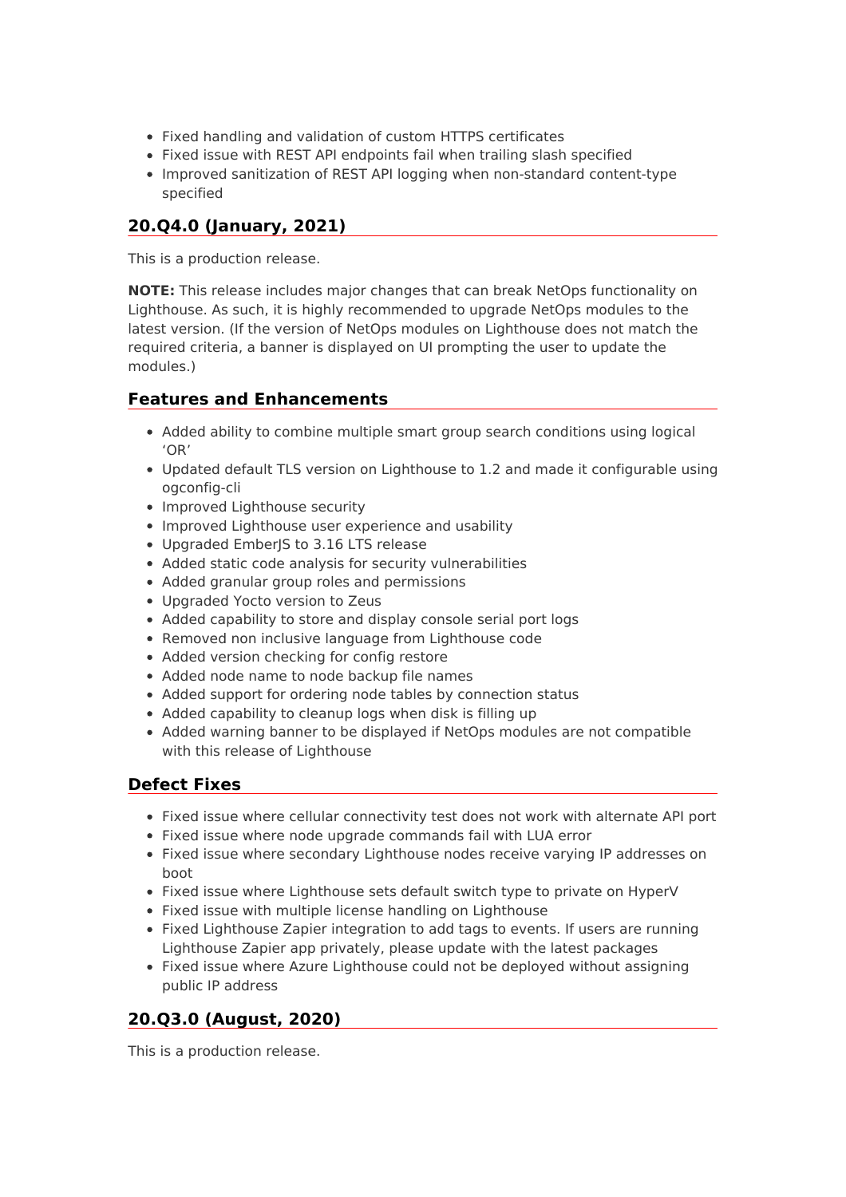- Fixed handling and validation of custom HTTPS certificates
- Fixed issue with REST API endpoints fail when trailing slash specified
- Improved sanitization of REST API logging when non-standard content-type specified

## 20.Q4.0 (January, 2021)

This is a production release.

**NOTE:** This release includes major changes that can break NetOps functionality on Lighthouse. As such, it is highly recommended to upgrade NetOps modules to the latest version. (If the version of NetOps modules on Lighthouse does not match the required criteria, a banner is displayed on UI prompting the user to update the modules.)

### Features and Enhancements

- Added ability to combine multiple smart group search conditions using logical 'OR'
- Updated default TLS version on Lighthouse to 1.2 and made it configurable using ogconfig-cli
- Improved Lighthouse security
- Improved Lighthouse user experience and usability
- Upgraded EmberJS to 3.16 LTS release
- Added static code analysis for security vulnerabilities
- Added granular group roles and permissions
- Upgraded Yocto version to Zeus
- Added capability to store and display console serial port logs
- Removed non inclusive language from Lighthouse code
- Added version checking for config restore
- Added node name to node backup file names
- Added support for ordering node tables by connection status
- Added capability to cleanup logs when disk is filling up
- Added warning banner to be displayed if NetOps modules are not compatible with this release of Lighthouse

### Defect Fixes

- Fixed issue where cellular connectivity test does not work with alternate API port
- Fixed issue where node upgrade commands fail with LUA error
- Fixed issue where secondary Lighthouse nodes receive varying IP addresses on boot
- Fixed issue where Lighthouse sets default switch type to private on HyperV
- Fixed issue with multiple license handling on Lighthouse
- Fixed Lighthouse Zapier integration to add tags to events. If users are running Lighthouse Zapier app privately, please update with the latest packages
- Fixed issue where Azure Lighthouse could not be deployed without assigning public IP address

## 20.Q3.0 (August, 2020)

This is a production release.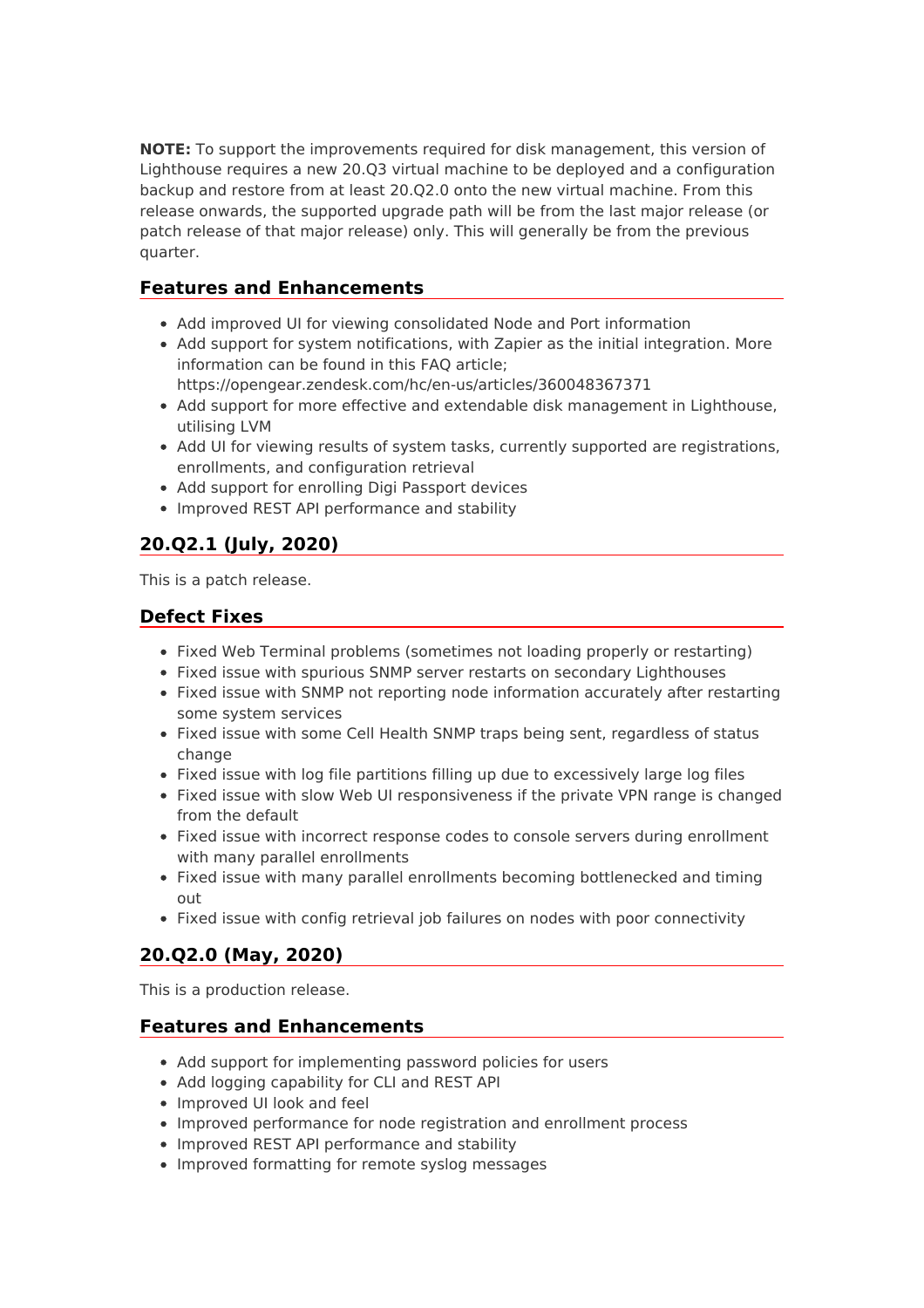**NOTE:** To support the improvements required for disk management, this version of Lighthouse requires a new 20.Q3 virtual machine to be deployed and a configuration backup and restore from at least 20.Q2.0 onto the new virtual machine. From this release onwards, the supported upgrade path will be from the last major release (or patch release of that major release) only. This will generally be from the previous quarter.

## Features and Enhancements

- Add improved UI for viewing consolidated Node and Port information
- Add support for system notifications, with Zapier as the initial integration. More information can be found in this FAQ article; https://opengear.zendesk.com/hc/en-us/articles/360048367371
- Add support for more effective and extendable disk management in Lighthouse, utilising LVM
- Add UI for viewing results of system tasks, currently supported are registrations, enrollments, and configuration retrieval
- Add support for enrolling Digi Passport devices
- Improved REST API performance and stability

## 20.Q2.1 (July, 2020)

This is a patch release.

## Defect Fixes

- Fixed Web Terminal problems (sometimes not loading properly or restarting)
- Fixed issue with spurious SNMP server restarts on secondary Lighthouses
- Fixed issue with SNMP not reporting node information accurately after restarting some system services
- Fixed issue with some Cell Health SNMP traps being sent, regardless of status change
- Fixed issue with log file partitions filling up due to excessively large log files
- Fixed issue with slow Web UI responsiveness if the private VPN range is changed from the default
- Fixed issue with incorrect response codes to console servers during enrollment with many parallel enrollments
- Fixed issue with many parallel enrollments becoming bottlenecked and timing out
- Fixed issue with config retrieval job failures on nodes with poor connectivity

## 20.Q2.0 (May, 2020)

This is a production release.

## Features and Enhancements

- Add support for implementing password policies for users
- Add logging capability for CLI and REST API
- Improved UI look and feel
- Improved performance for node registration and enrollment process
- Improved REST API performance and stability
- Improved formatting for remote syslog messages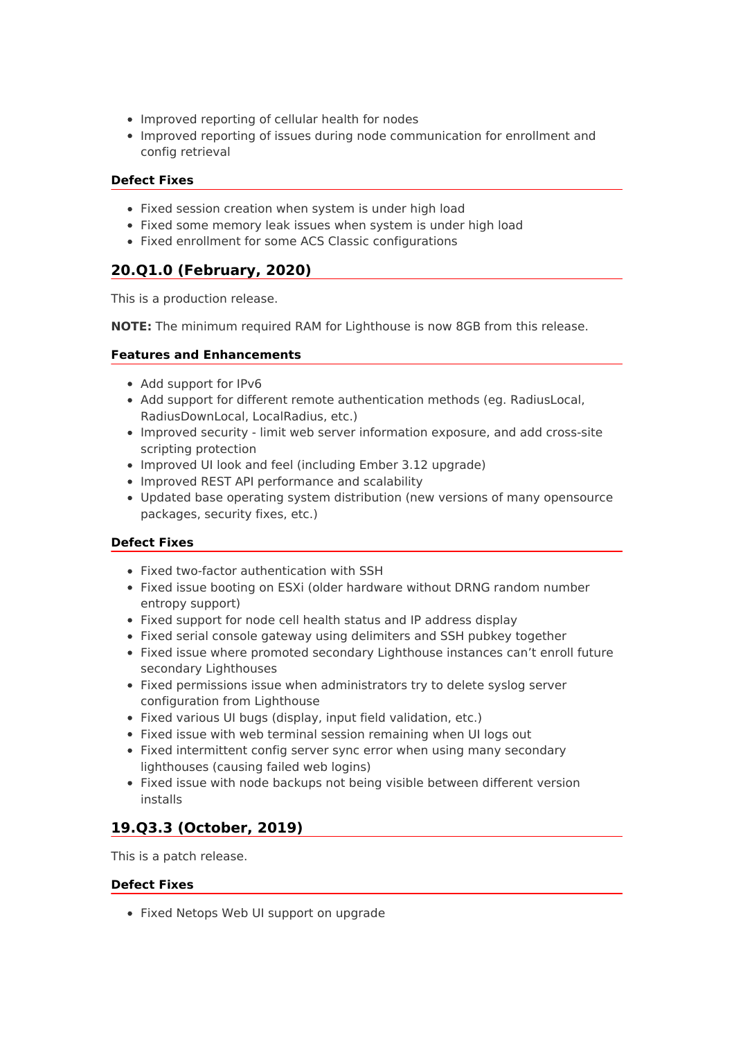- Improved reporting of cellular health for nodes
- Improved reporting of issues during node communication for enrollment and config retrieval

#### Defect Fixes

- Fixed session creation when system is under high load
- Fixed some memory leak issues when system is under high load
- Fixed enrollment for some ACS Classic configurations

## 20.Q1.0 (February, 2020)

This is a production release.

**NOTE:** The minimum required RAM for Lighthouse is now 8GB from this release.

#### Features and Enhancements

- Add support for IPv6
- Add support for different remote authentication methods (eg. RadiusLocal, RadiusDownLocal, LocalRadius, etc.)
- Improved security - limit web server information exposure, and add cross-site scripting protection
- Improved UI look and feel (including Ember 3.12 upgrade)
- Improved REST API performance and scalability
- Updated base operating system distribution (new versions of many opensource packages, security fixes, etc.)

#### Defect Fixes

- Fixed two-factor authentication with SSH
- Fixed issue booting on ESXi (older hardware without DRNG random number entropy support)
- Fixed support for node cell health status and IP address display
- Fixed serial console gateway using delimiters and SSH pubkey together
- Fixed issue where promoted secondary Lighthouse instances can’t enroll future secondary Lighthouses
- Fixed permissions issue when administrators try to delete syslog server configuration from Lighthouse
- Fixed various UI bugs (display, input field validation, etc.)
- Fixed issue with web terminal session remaining when UI logs out
- Fixed intermittent config server sync error when using many secondary lighthouses (causing failed web logins)
- Fixed issue with node backups not being visible between different version installs

## 19.Q3.3 (October, 2019)

This is a patch release.

#### Defect Fixes

- Fixed Netops Web UI support on upgrade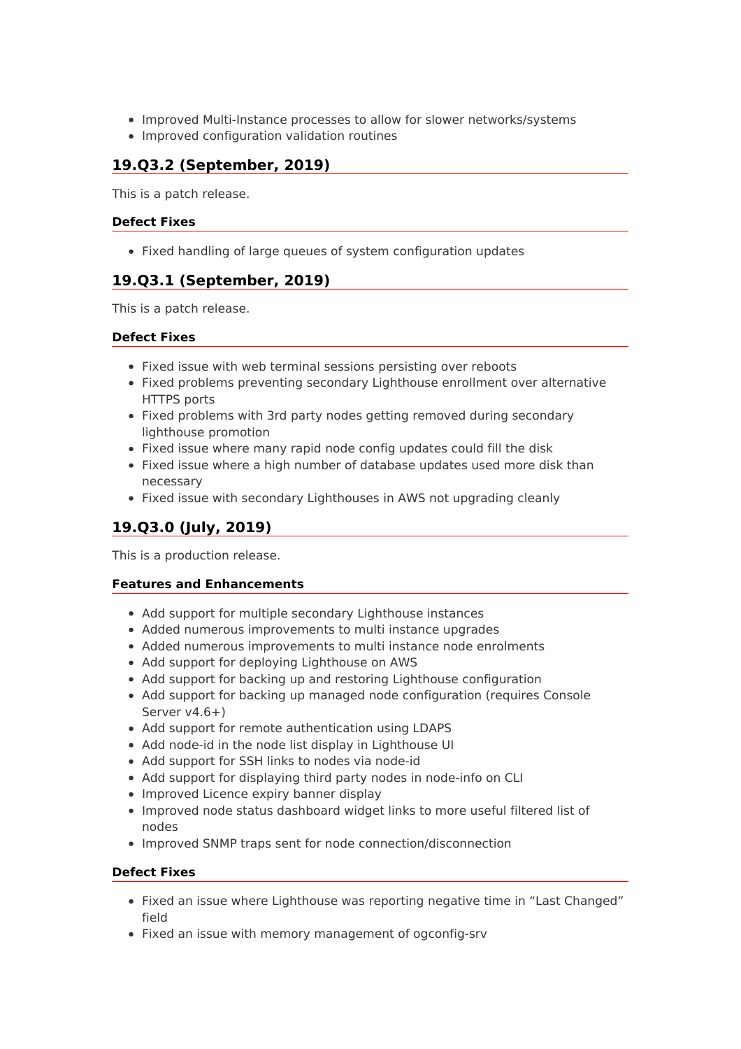- Improved Multi-Instance processes to allow for slower networks/systems
- Improved configuration validation routines

## 19.Q3.2 (September, 2019)

This is a patch release.

### Defect Fixes

- Fixed handling of large queues of system configuration updates

## 19.Q3.1 (September, 2019)

This is a patch release.

### Defect Fixes

- Fixed issue with web terminal sessions persisting over reboots
- Fixed problems preventing secondary Lighthouse enrollment over alternative HTTPS ports
- Fixed problems with 3rd party nodes getting removed during secondary lighthouse promotion
- Fixed issue where many rapid node config updates could fill the disk
- Fixed issue where a high number of database updates used more disk than necessary
- Fixed issue with secondary Lighthouses in AWS not upgrading cleanly

## 19.Q3.0 (July, 2019)

This is a production release.

### Features and Enhancements

- Add support for multiple secondary Lighthouse instances
- Added numerous improvements to multi instance upgrades
- Added numerous improvements to multi instance node enrolments
- Add support for deploying Lighthouse on AWS
- Add support for backing up and restoring Lighthouse configuration
- Add support for backing up managed node configuration (requires Console Server v4.6+)
- Add support for remote authentication using LDAPS
- Add node-id in the node list display in Lighthouse UI
- Add support for SSH links to nodes via node-id
- Add support for displaying third party nodes in node-info on CLI
- Improved Licence expiry banner display
- Improved node status dashboard widget links to more useful filtered list of nodes
- Improved SNMP traps sent for node connection/disconnection

### Defect Fixes

- Fixed an issue where Lighthouse was reporting negative time in “Last Changed” field
- Fixed an issue with memory management of ogconfig-srv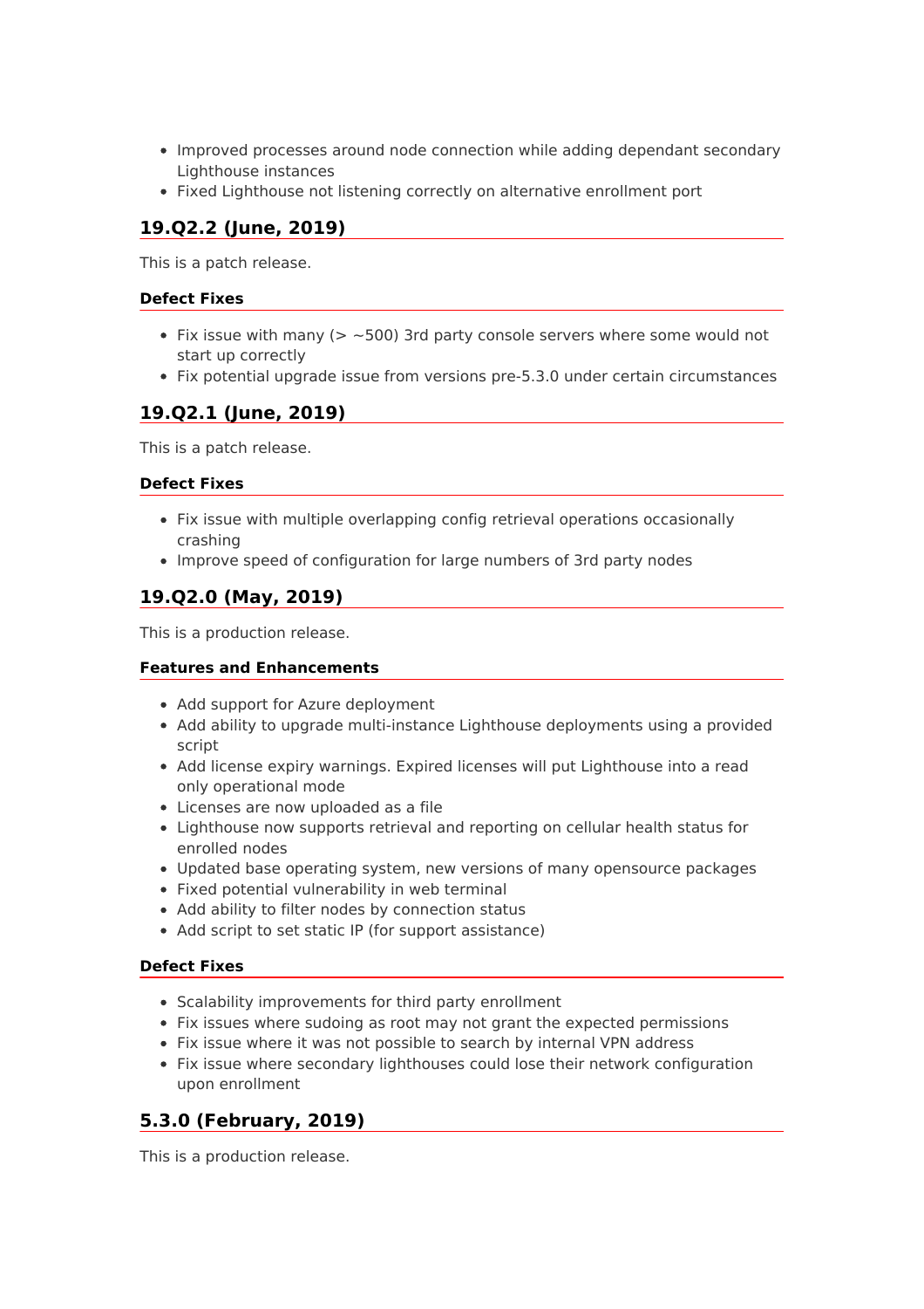- Improved processes around node connection while adding dependant secondary Lighthouse instances
- Fixed Lighthouse not listening correctly on alternative enrollment port

## 19.Q2.2 (June, 2019)

This is a patch release.

### Defect Fixes

- Fix issue with many (> ~500) 3rd party console servers where some would not start up correctly
- Fix potential upgrade issue from versions pre-5.3.0 under certain circumstances

## 19.Q2.1 (June, 2019)

This is a patch release.

### Defect Fixes

- Fix issue with multiple overlapping config retrieval operations occasionally crashing
- Improve speed of configuration for large numbers of 3rd party nodes

## 19.Q2.0 (May, 2019)

This is a production release.

### Features and Enhancements

- Add support for Azure deployment
- Add ability to upgrade multi-instance Lighthouse deployments using a provided script
- Add license expiry warnings. Expired licenses will put Lighthouse into a read only operational mode
- Licenses are now uploaded as a file
- Lighthouse now supports retrieval and reporting on cellular health status for enrolled nodes
- Updated base operating system, new versions of many opensource packages
- Fixed potential vulnerability in web terminal
- Add ability to filter nodes by connection status
- Add script to set static IP (for support assistance)

### Defect Fixes

- Scalability improvements for third party enrollment
- Fix issues where sudoing as root may not grant the expected permissions
- Fix issue where it was not possible to search by internal VPN address
- Fix issue where secondary lighthouses could lose their network configuration upon enrollment

## 5.3.0 (February, 2019)

This is a production release.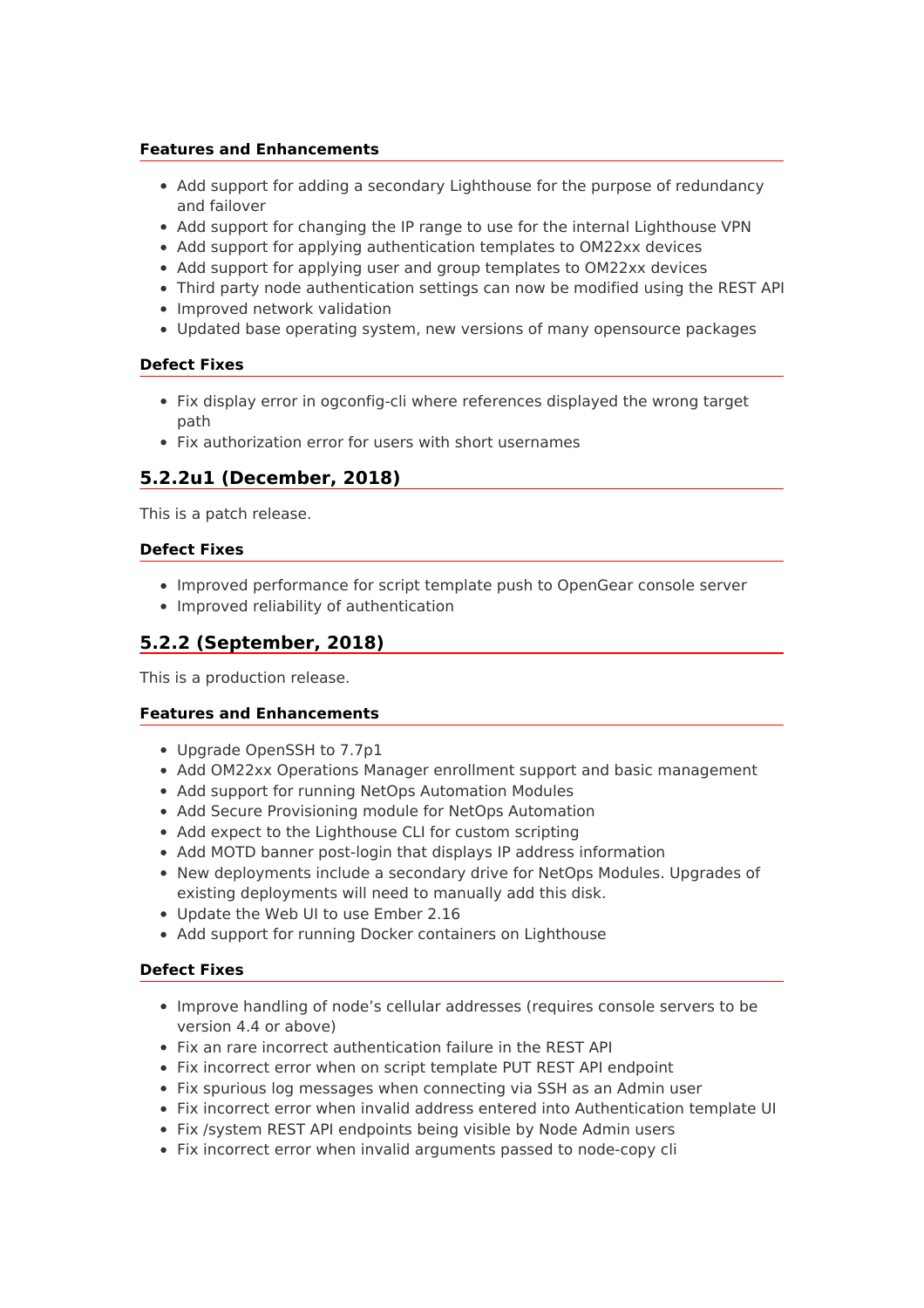### Features and Enhancements

- Add support for adding a secondary Lighthouse for the purpose of redundancy and failover
- Add support for changing the IP range to use for the internal Lighthouse VPN
- Add support for applying authentication templates to OM22xx devices
- Add support for applying user and group templates to OM22xx devices
- Third party node authentication settings can now be modified using the REST API
- Improved network validation
- Updated base operating system, new versions of many opensource packages

### Defect Fixes

- Fix display error in ogconfig-cli where references displayed the wrong target path
- Fix authorization error for users with short usernames

## 5.2.2u1 (December, 2018)

This is a patch release.

### Defect Fixes

- Improved performance for script template push to OpenGear console server
- Improved reliability of authentication

## 5.2.2 (September, 2018)

This is a production release.

### Features and Enhancements

- Upgrade OpenSSH to 7.7p1
- Add OM22xx Operations Manager enrollment support and basic management
- Add support for running NetOps Automation Modules
- Add Secure Provisioning module for NetOps Automation
- Add expect to the Lighthouse CLI for custom scripting
- Add MOTD banner post-login that displays IP address information
- New deployments include a secondary drive for NetOps Modules. Upgrades of existing deployments will need to manually add this disk.
- Update the Web UI to use Ember 2.16
- Add support for running Docker containers on Lighthouse

### Defect Fixes

- Improve handling of node's cellular addresses (requires console servers to be version 4.4 or above)
- Fix an rare incorrect authentication failure in the REST API
- Fix incorrect error when on script template PUT REST API endpoint
- Fix spurious log messages when connecting via SSH as an Admin user
- Fix incorrect error when invalid address entered into Authentication template UI
- Fix /system REST API endpoints being visible by Node Admin users
- Fix incorrect error when invalid arguments passed to node-copy cli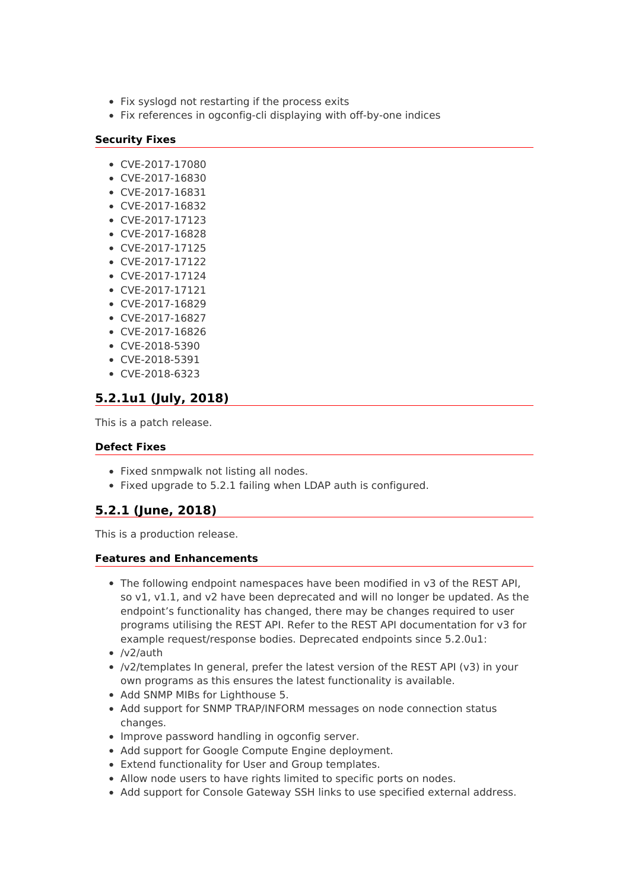- Fix syslogd not restarting if the process exits
- Fix references in ogconfig-cli displaying with off-by-one indices

#### Security Fixes

- CVE-2017-17080
- CVE-2017-16830
- CVE-2017-16831
- CVE-2017-16832
- CVE-2017-17123
- CVE-2017-16828
- CVE-2017-17125
- CVE-2017-17122
- CVE-2017-17124
- CVE-2017-17121
- CVE-2017-16829
- CVE-2017-16827
- CVE-2017-16826
- CVE-2018-5390
- CVE-2018-5391
- CVE-2018-6323

### 5.2.1u1 (July, 2018)

This is a patch release.

#### Defect Fixes

- Fixed snmpwalk not listing all nodes.
- Fixed upgrade to 5.2.1 failing when LDAP auth is configured.

### 5.2.1 (June, 2018)

This is a production release.

#### Features and Enhancements

- The following endpoint namespaces have been modified in v3 of the REST API, so v1, v1.1, and v2 have been deprecated and will no longer be updated. As the endpoint's functionality has changed, there may be changes required to user programs utilising the REST API. Refer to the REST API documentation for v3 for example request/response bodies. Deprecated endpoints since 5.2.0u1:
- /v2/auth
- /v2/templates In general, prefer the latest version of the REST API (v3) in your own programs as this ensures the latest functionality is available.
- Add SNMP MIBs for Lighthouse 5.
- Add support for SNMP TRAP/INFORM messages on node connection status changes.
- Improve password handling in ogconfig server.
- Add support for Google Compute Engine deployment.
- Extend functionality for User and Group templates.
- Allow node users to have rights limited to specific ports on nodes.
- Add support for Console Gateway SSH links to use specified external address.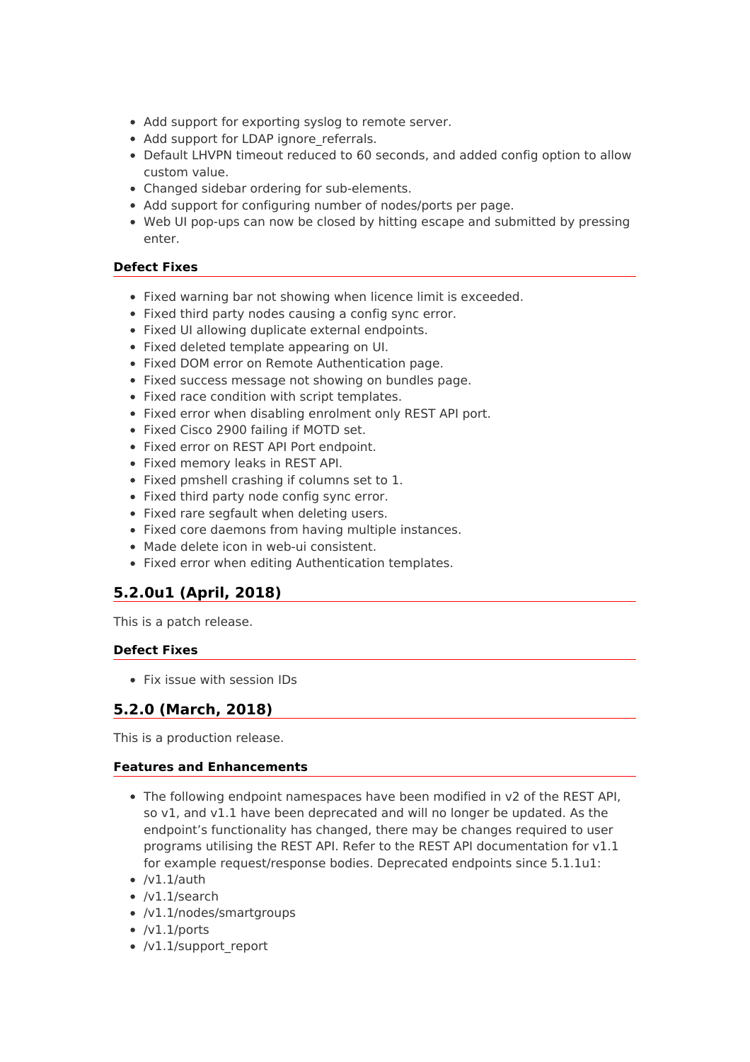- Add support for exporting syslog to remote server.
- Add support for LDAP ignore_referrals.
- Default LHVPN timeout reduced to 60 seconds, and added config option to allow custom value.
- Changed sidebar ordering for sub-elements.
- Add support for configuring number of nodes/ports per page.
- Web UI pop-ups can now be closed by hitting escape and submitted by pressing enter.

#### Defect Fixes

- Fixed warning bar not showing when licence limit is exceeded.
- Fixed third party nodes causing a config sync error.
- Fixed UI allowing duplicate external endpoints.
- Fixed deleted template appearing on UI.
- Fixed DOM error on Remote Authentication page.
- Fixed success message not showing on bundles page.
- Fixed race condition with script templates.
- Fixed error when disabling enrolment only REST API port.
- Fixed Cisco 2900 failing if MOTD set.
- Fixed error on REST API Port endpoint.
- Fixed memory leaks in REST API.
- Fixed pmshell crashing if columns set to 1.
- Fixed third party node config sync error.
- Fixed rare segfault when deleting users.
- Fixed core daemons from having multiple instances.
- Made delete icon in web-ui consistent.
- Fixed error when editing Authentication templates.

### 5.2.0u1 (April, 2018)

This is a patch release.

#### Defect Fixes

- Fix issue with session IDs

### 5.2.0 (March, 2018)

This is a production release.

#### Features and Enhancements

- The following endpoint namespaces have been modified in v2 of the REST API, so v1, and v1.1 have been deprecated and will no longer be updated. As the endpoint's functionality has changed, there may be changes required to user programs utilising the REST API. Refer to the REST API documentation for v1.1 for example request/response bodies. Deprecated endpoints since 5.1.1u1:
- /v1.1/auth
- /v1.1/search
- /v1.1/nodes/smartgroups
- /v1.1/ports
- /v1.1/support_report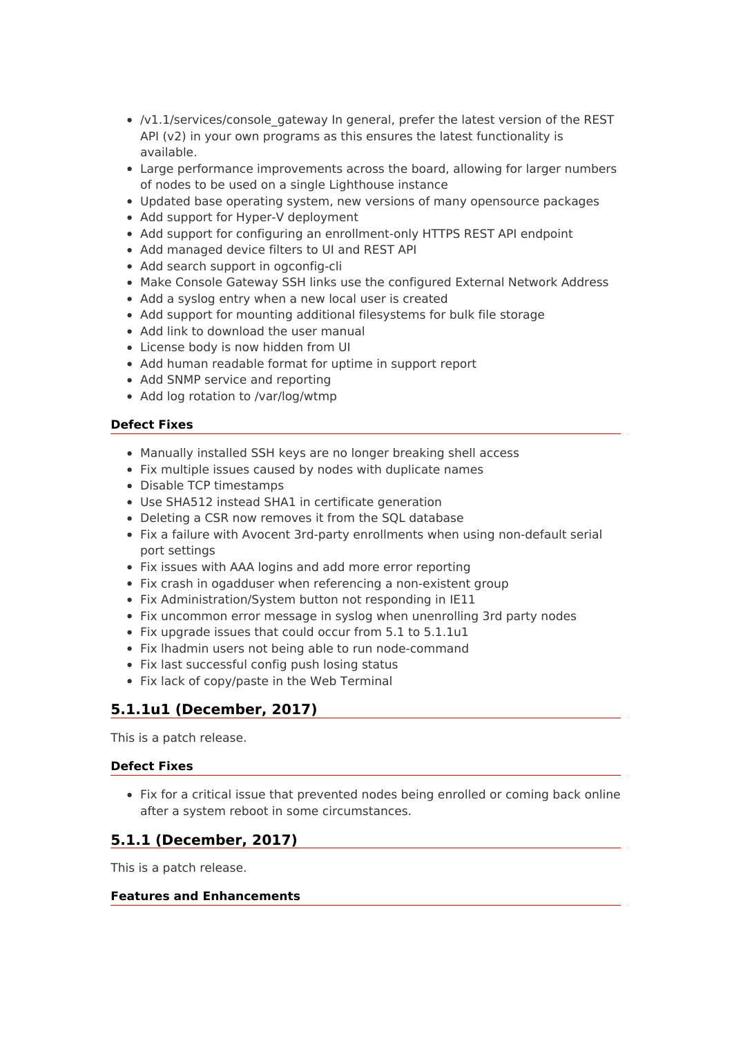- /v1.1/services/console_gateway In general, prefer the latest version of the REST API (v2) in your own programs as this ensures the latest functionality is available.
- Large performance improvements across the board, allowing for larger numbers of nodes to be used on a single Lighthouse instance
- Updated base operating system, new versions of many opensource packages
- Add support for Hyper-V deployment
- Add support for configuring an enrollment-only HTTPS REST API endpoint
- Add managed device filters to UI and REST API
- Add search support in ogconfig-cli
- Make Console Gateway SSH links use the configured External Network Address
- Add a syslog entry when a new local user is created
- Add support for mounting additional filesystems for bulk file storage
- Add link to download the user manual
- License body is now hidden from UI
- Add human readable format for uptime in support report
- Add SNMP service and reporting
- Add log rotation to /var/log/wtmp

#### Defect Fixes

- Manually installed SSH keys are no longer breaking shell access
- Fix multiple issues caused by nodes with duplicate names
- Disable TCP timestamps
- Use SHA512 instead SHA1 in certificate generation
- Deleting a CSR now removes it from the SQL database
- Fix a failure with Avocent 3rd-party enrollments when using non-default serial port settings
- Fix issues with AAA logins and add more error reporting
- Fix crash in ogadduser when referencing a non-existent group
- Fix Administration/System button not responding in IE11
- Fix uncommon error message in syslog when unenrolling 3rd party nodes
- Fix upgrade issues that could occur from 5.1 to 5.1.1u1
- Fix lhadmin users not being able to run node-command
- Fix last successful config push losing status
- Fix lack of copy/paste in the Web Terminal

### 5.1.1u1 (December, 2017)

This is a patch release.

#### Defect Fixes

- Fix for a critical issue that prevented nodes being enrolled or coming back online after a system reboot in some circumstances.

### 5.1.1 (December, 2017)

This is a patch release.

#### Features and Enhancements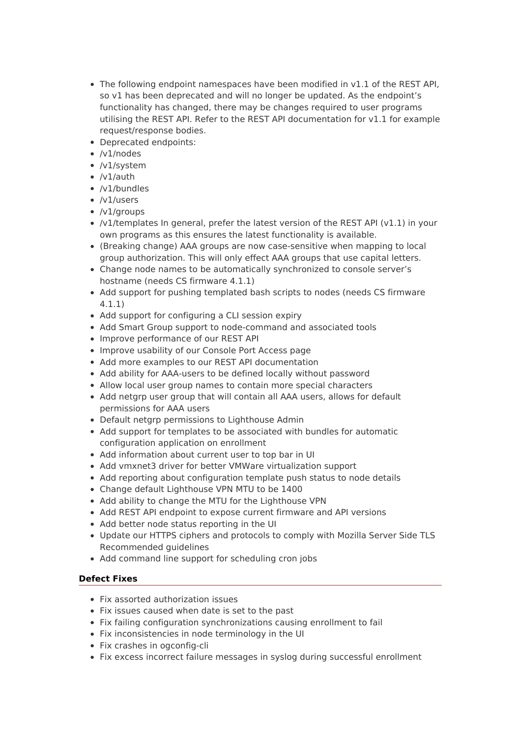- The following endpoint namespaces have been modified in v1.1 of the REST API, so v1 has been deprecated and will no longer be updated. As the endpoint's functionality has changed, there may be changes required to user programs utilising the REST API. Refer to the REST API documentation for v1.1 for example request/response bodies.
- Deprecated endpoints:
- /v1/nodes
- /v1/system
- /v1/auth
- /v1/bundles
- /v1/users
- /v1/groups
- /v1/templates In general, prefer the latest version of the REST API (v1.1) in your own programs as this ensures the latest functionality is available.
- (Breaking change) AAA groups are now case-sensitive when mapping to local group authorization. This will only effect AAA groups that use capital letters.
- Change node names to be automatically synchronized to console server's hostname (needs CS firmware 4.1.1)
- Add support for pushing templated bash scripts to nodes (needs CS firmware 4.1.1)
- Add support for configuring a CLI session expiry
- Add Smart Group support to node-command and associated tools
- Improve performance of our REST API
- Improve usability of our Console Port Access page
- Add more examples to our REST API documentation
- Add ability for AAA-users to be defined locally without password
- Allow local user group names to contain more special characters
- Add netgrp user group that will contain all AAA users, allows for default permissions for AAA users
- Default netgrp permissions to Lighthouse Admin
- Add support for templates to be associated with bundles for automatic configuration application on enrollment
- Add information about current user to top bar in UI
- Add vmxnet3 driver for better VMWare virtualization support
- Add reporting about configuration template push status to node details
- Change default Lighthouse VPN MTU to be 1400
- Add ability to change the MTU for the Lighthouse VPN
- Add REST API endpoint to expose current firmware and API versions
- Add better node status reporting in the UI
- Update our HTTPS ciphers and protocols to comply with Mozilla Server Side TLS Recommended guidelines
- Add command line support for scheduling cron jobs

**Defect Fixes**

- Fix assorted authorization issues
- Fix issues caused when date is set to the past
- Fix failing configuration synchronizations causing enrollment to fail
- Fix inconsistencies in node terminology in the UI
- Fix crashes in ogconfig-cli
- Fix excess incorrect failure messages in syslog during successful enrollment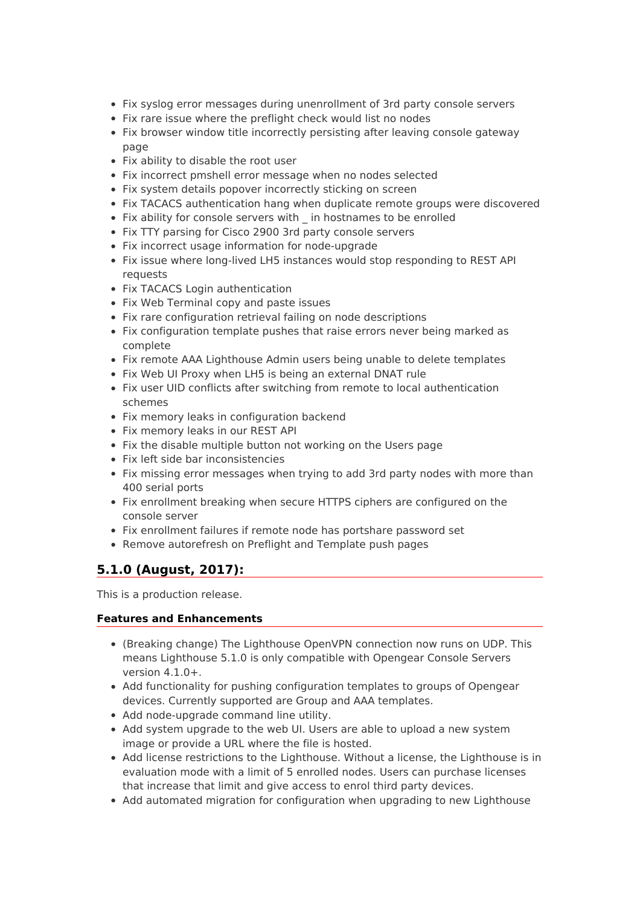- Fix syslog error messages during unenrollment of 3rd party console servers
- Fix rare issue where the preflight check would list no nodes
- Fix browser window title incorrectly persisting after leaving console gateway page
- Fix ability to disable the root user
- Fix incorrect pmshell error message when no nodes selected
- Fix system details popover incorrectly sticking on screen
- Fix TACACS authentication hang when duplicate remote groups were discovered
- Fix ability for console servers with _ in hostnames to be enrolled
- Fix TTY parsing for Cisco 2900 3rd party console servers
- Fix incorrect usage information for node-upgrade
- Fix issue where long-lived LH5 instances would stop responding to REST API requests
- Fix TACACS Login authentication
- Fix Web Terminal copy and paste issues
- Fix rare configuration retrieval failing on node descriptions
- Fix configuration template pushes that raise errors never being marked as complete
- Fix remote AAA Lighthouse Admin users being unable to delete templates
- Fix Web UI Proxy when LH5 is being an external DNAT rule
- Fix user UID conflicts after switching from remote to local authentication schemes
- Fix memory leaks in configuration backend
- Fix memory leaks in our REST API
- Fix the disable multiple button not working on the Users page
- Fix left side bar inconsistencies
- Fix missing error messages when trying to add 3rd party nodes with more than 400 serial ports
- Fix enrollment breaking when secure HTTPS ciphers are configured on the console server
- Fix enrollment failures if remote node has portshare password set
- Remove autorefresh on Preflight and Template push pages

## 5.1.0 (August, 2017):

This is a production release.

#### Features and Enhancements

- (Breaking change) The Lighthouse OpenVPN connection now runs on UDP. This means Lighthouse 5.1.0 is only compatible with Opengear Console Servers version 4.1.0+.
- Add functionality for pushing configuration templates to groups of Opengear devices. Currently supported are Group and AAA templates.
- Add node-upgrade command line utility.
- Add system upgrade to the web UI. Users are able to upload a new system image or provide a URL where the file is hosted.
- Add license restrictions to the Lighthouse. Without a license, the Lighthouse is in evaluation mode with a limit of 5 enrolled nodes. Users can purchase licenses that increase that limit and give access to enrol third party devices.
- Add automated migration for configuration when upgrading to new Lighthouse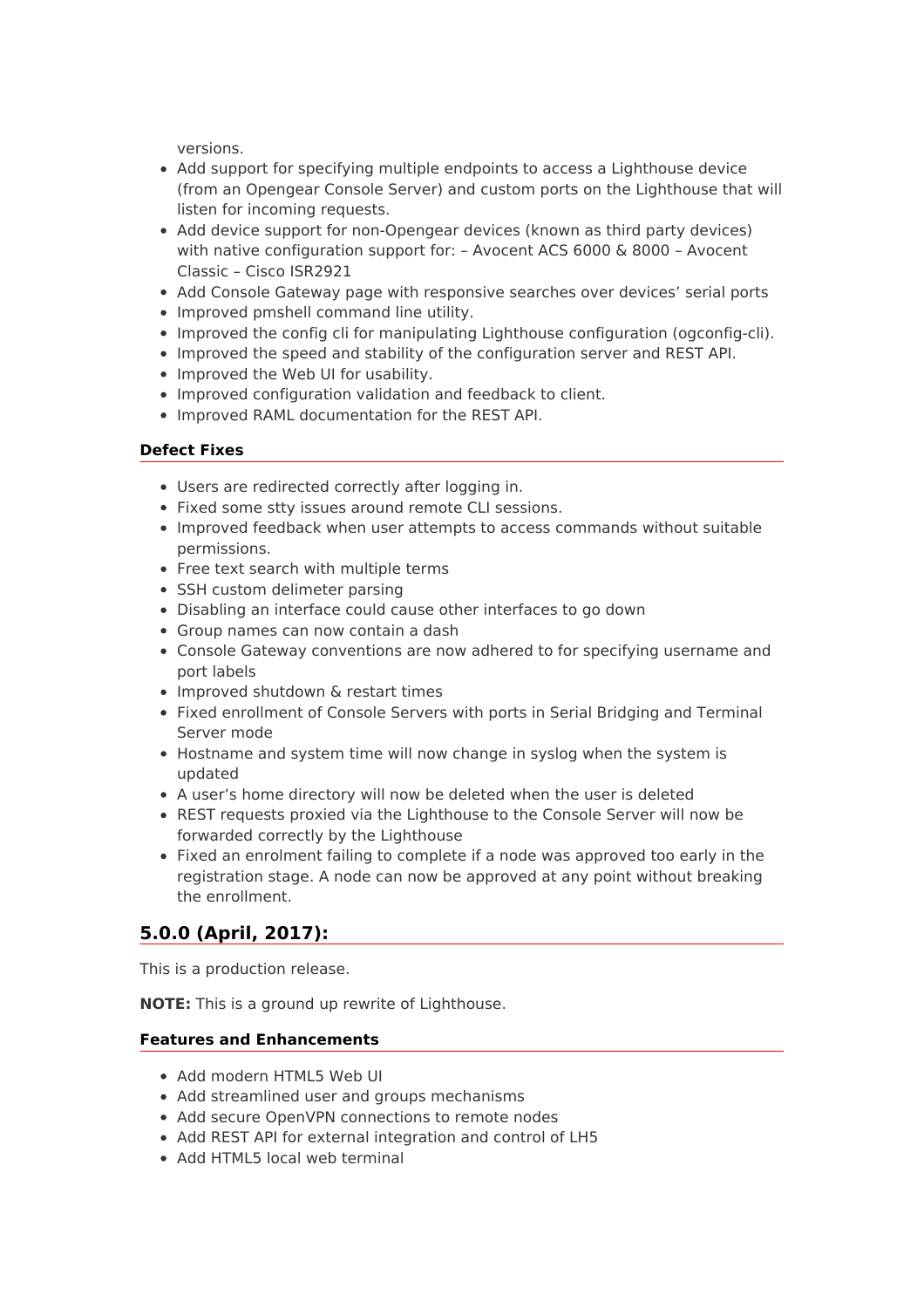versions.

- Add support for specifying multiple endpoints to access a Lighthouse device (from an Opengear Console Server) and custom ports on the Lighthouse that will listen for incoming requests.
- Add device support for non-Opengear devices (known as third party devices) with native configuration support for: – Avocent ACS 6000 & 8000 – Avocent Classic – Cisco ISR2921
- Add Console Gateway page with responsive searches over devices' serial ports
- Improved pmshell command line utility.
- Improved the config cli for manipulating Lighthouse configuration (ogconfig-cli).
- Improved the speed and stability of the configuration server and REST API.
- Improved the Web UI for usability.
- Improved configuration validation and feedback to client.
- Improved RAML documentation for the REST API.

#### Defect Fixes

- Users are redirected correctly after logging in.
- Fixed some stty issues around remote CLI sessions.
- Improved feedback when user attempts to access commands without suitable permissions.
- Free text search with multiple terms
- SSH custom delimeter parsing
- Disabling an interface could cause other interfaces to go down
- Group names can now contain a dash
- Console Gateway conventions are now adhered to for specifying username and port labels
- Improved shutdown & restart times
- Fixed enrollment of Console Servers with ports in Serial Bridging and Terminal Server mode
- Hostname and system time will now change in syslog when the system is updated
- A user's home directory will now be deleted when the user is deleted
- REST requests proxied via the Lighthouse to the Console Server will now be forwarded correctly by the Lighthouse
- Fixed an enrolment failing to complete if a node was approved too early in the registration stage. A node can now be approved at any point without breaking the enrollment.

### 5.0.0 (April, 2017):

This is a production release.

**NOTE:** This is a ground up rewrite of Lighthouse.

#### Features and Enhancements

- Add modern HTML5 Web UI
- Add streamlined user and groups mechanisms
- Add secure OpenVPN connections to remote nodes
- Add REST API for external integration and control of LH5
- Add HTML5 local web terminal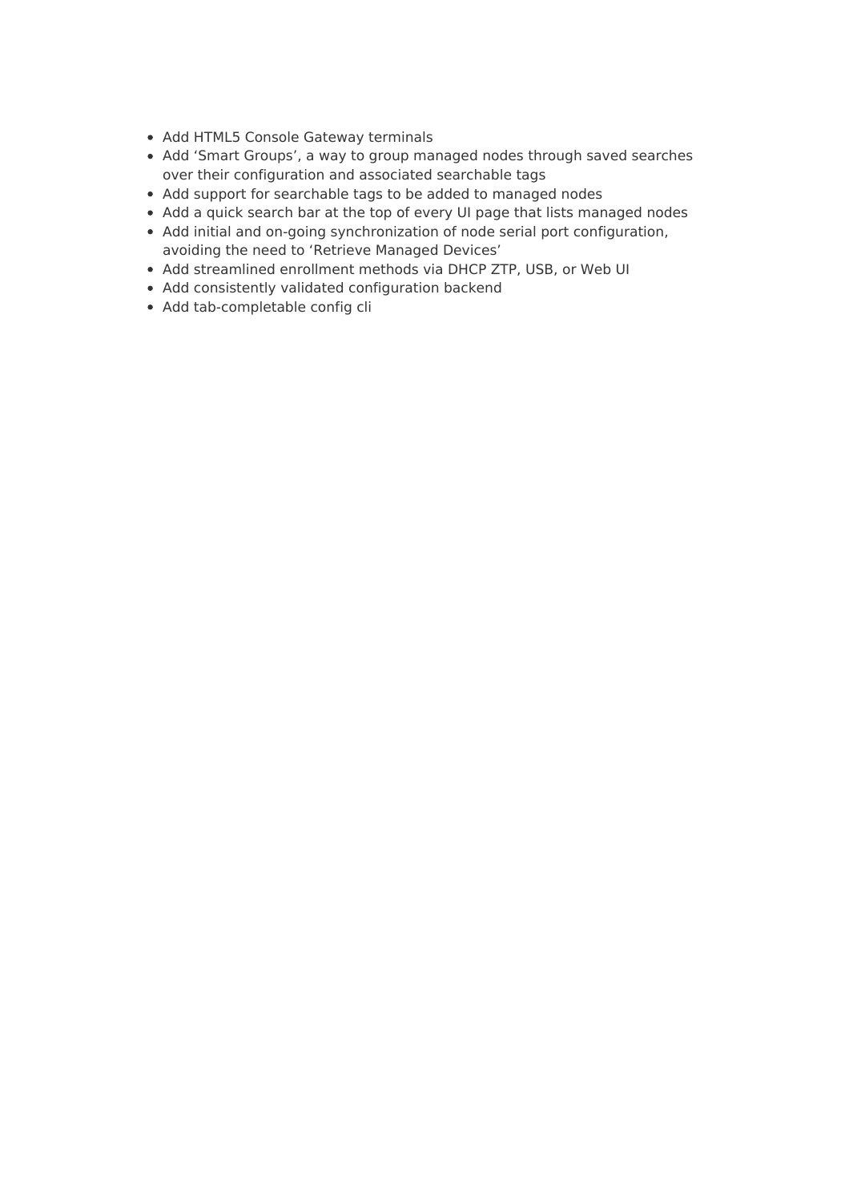- Add HTML5 Console Gateway terminals
- Add 'Smart Groups', a way to group managed nodes through saved searches over their configuration and associated searchable tags
- Add support for searchable tags to be added to managed nodes
- Add a quick search bar at the top of every UI page that lists managed nodes
- Add initial and on-going synchronization of node serial port configuration, avoiding the need to 'Retrieve Managed Devices'
- Add streamlined enrollment methods via DHCP ZTP, USB, or Web UI
- Add consistently validated configuration backend
- Add tab-completable config cli